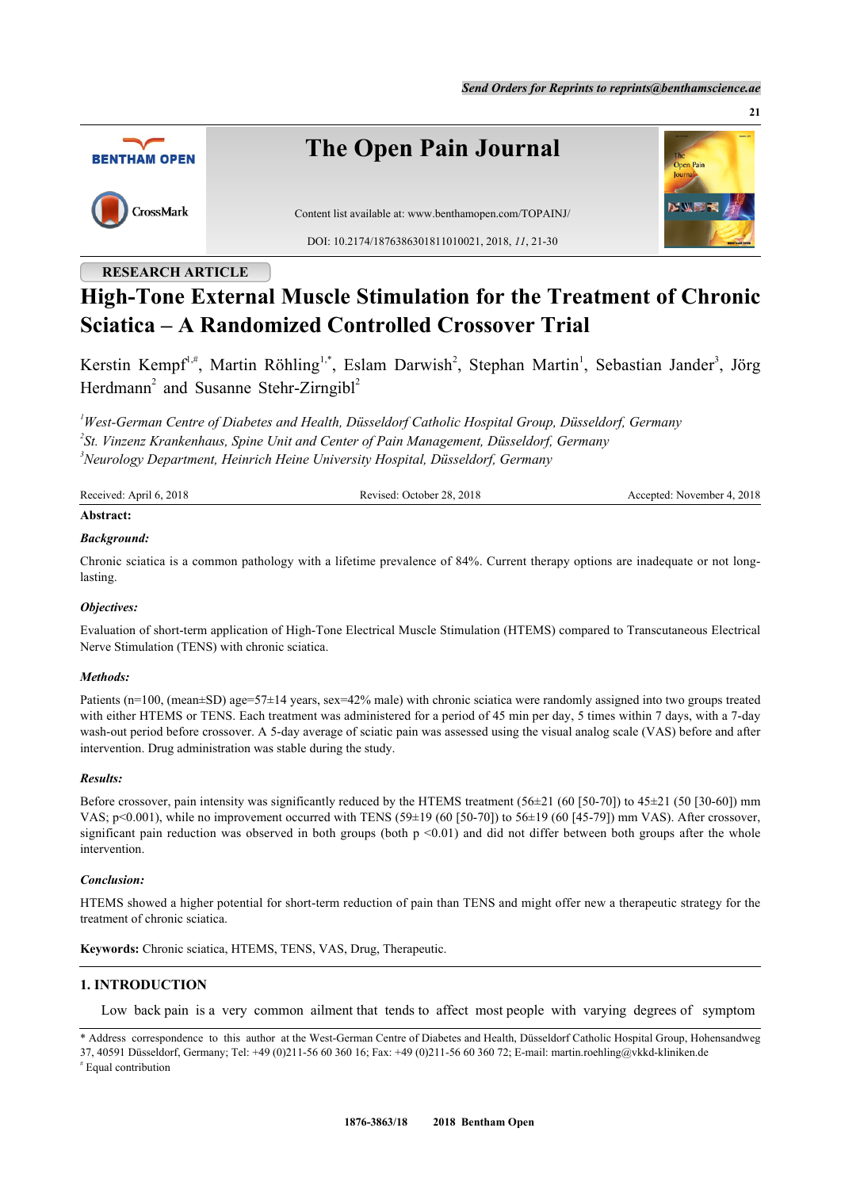RESEARCH ARTICLE

# High-Tone External Muscle Stimulation for the Treatment of Chronic Sciatica – A Randomized Controlled Crossover Trial

Kerstin Kempf[1,#], Martin Röhling[1,*], Eslam Darwish[2], Stephan Martin[1], Sebastian Jander[3], Jörg Herdmann[2] and Susanne Stehr-Zirngibl[2]

[1] *West-German Centre of Diabetes and Health, Düsseldorf Catholic Hospital Group, Düsseldorf, Germany*
[2] *St. Vinzenz Krankenhaus, Spine Unit and Center of Pain Management, Düsseldorf, Germany*
[3] *Neurology Department, Heinrich Heine University Hospital, Düsseldorf, Germany*

Received: April 6, 2018 Revised: October 28, 2018 Accepted: November 4, 2018

**Abstract:**

***Background:***

Chronic sciatica is a common pathology with a lifetime prevalence of 84%. Current therapy options are inadequate or not long-lasting.

***Objectives:***

Evaluation of short-term application of High-Tone Electrical Muscle Stimulation (HTEMS) compared to Transcutaneous Electrical Nerve Stimulation (TENS) with chronic sciatica.

***Methods:***

Patients (n=100, (mean±SD) age=57±14 years, sex=42% male) with chronic sciatica were randomly assigned into two groups treated with either HTEMS or TENS. Each treatment was administered for a period of 45 min per day, 5 times within 7 days, with a 7-day wash-out period before crossover. A 5-day average of sciatic pain was assessed using the visual analog scale (VAS) before and after intervention. Drug administration was stable during the study.

***Results:***

Before crossover, pain intensity was significantly reduced by the HTEMS treatment (56±21 (60 [50-70]) to 45±21 (50 [30-60]) mm VAS; $p<0.001$), while no improvement occurred with TENS (59±19 (60 [50-70]) to 56±19 (60 [45-79]) mm VAS). After crossover, significant pain reduction was observed in both groups (both $p<0.01$) and did not differ between both groups after the whole intervention.

***Conclusion:***

HTEMS showed a higher potential for short-term reduction of pain than TENS and might offer new a therapeutic strategy for the treatment of chronic sciatica.

**Keywords:** Chronic sciatica, HTEMS, TENS, VAS, Drug, Therapeutic.

## 1. INTRODUCTION

Low back pain is a very common ailment that tends to affect most people with varying degrees of symptom

* Address correspondence to this author at the West-German Centre of Diabetes and Health, Düsseldorf Catholic Hospital Group, Hohensandweg 37, 40591 Düsseldorf, Germany; Tel: +49 (0)211-56 60 360 16; Fax: +49 (0)211-56 60 360 72; E-mail: martin.roehling@vkkd-kliniken.de
[#] Equal contribution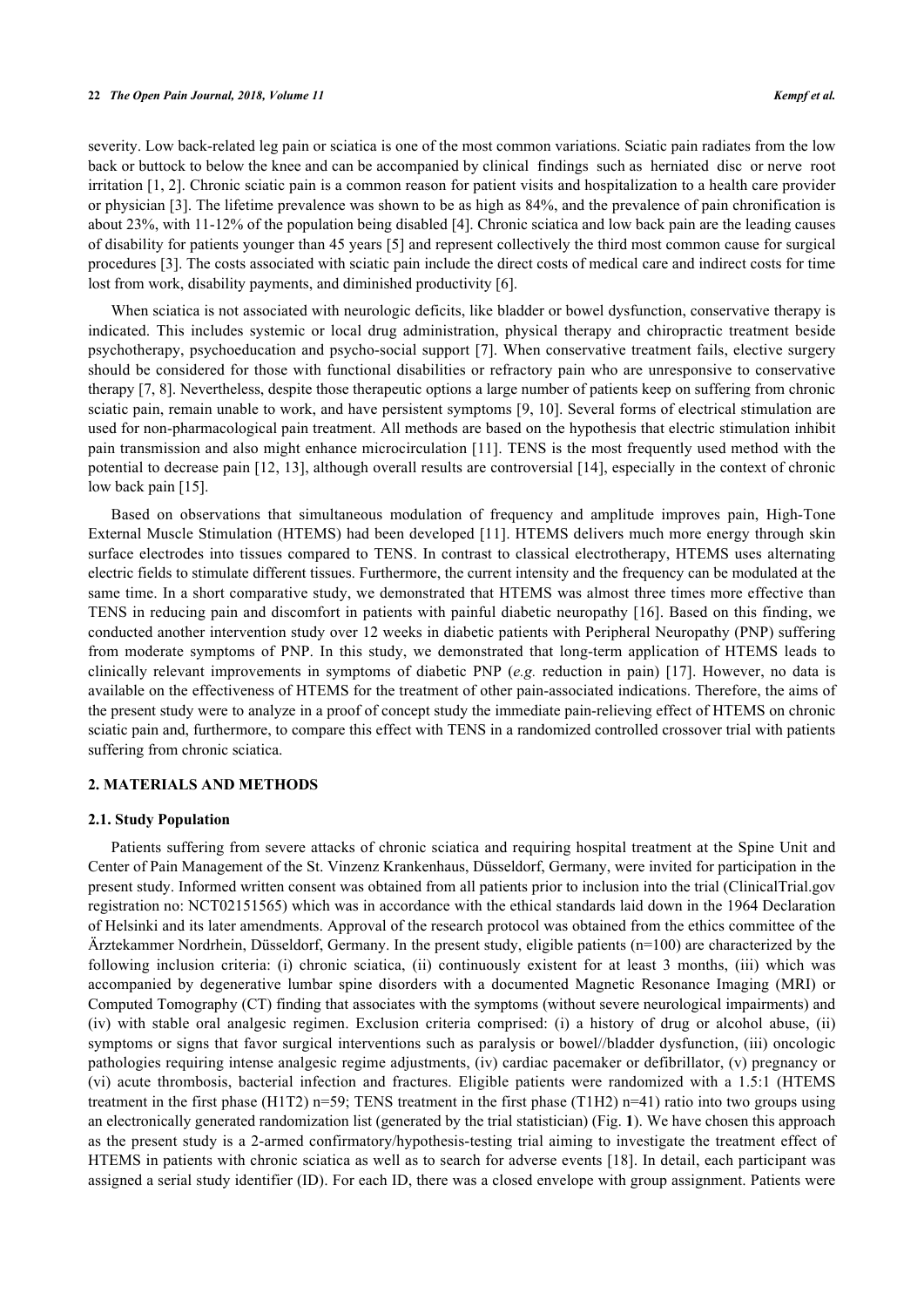severity. Low back-related leg pain or sciatica is one of the most common variations. Sciatic pain radiates from the low back or buttock to below the knee and can be accompanied by clinical findings such as herniated disc or nerve root irritation [1, 2]. Chronic sciatic pain is a common reason for patient visits and hospitalization to a health care provider or physician [3]. The lifetime prevalence was shown to be as high as 84%, and the prevalence of pain chronification is about 23%, with 11-12% of the population being disabled [4]. Chronic sciatica and low back pain are the leading causes of disability for patients younger than 45 years [5] and represent collectively the third most common cause for surgical procedures [3]. The costs associated with sciatic pain include the direct costs of medical care and indirect costs for time lost from work, disability payments, and diminished productivity [6].

When sciatica is not associated with neurologic deficits, like bladder or bowel dysfunction, conservative therapy is indicated. This includes systemic or local drug administration, physical therapy and chiropractic treatment beside psychotherapy, psychoeducation and psycho-social support [7]. When conservative treatment fails, elective surgery should be considered for those with functional disabilities or refractory pain who are unresponsive to conservative therapy [7, 8]. Nevertheless, despite those therapeutic options a large number of patients keep on suffering from chronic sciatic pain, remain unable to work, and have persistent symptoms [9, 10]. Several forms of electrical stimulation are used for non-pharmacological pain treatment. All methods are based on the hypothesis that electric stimulation inhibit pain transmission and also might enhance microcirculation [11]. TENS is the most frequently used method with the potential to decrease pain [12, 13], although overall results are controversial [14], especially in the context of chronic low back pain [15].

Based on observations that simultaneous modulation of frequency and amplitude improves pain, High-Tone External Muscle Stimulation (HTEMS) had been developed [11]. HTEMS delivers much more energy through skin surface electrodes into tissues compared to TENS. In contrast to classical electrotherapy, HTEMS uses alternating electric fields to stimulate different tissues. Furthermore, the current intensity and the frequency can be modulated at the same time. In a short comparative study, we demonstrated that HTEMS was almost three times more effective than TENS in reducing pain and discomfort in patients with painful diabetic neuropathy [16]. Based on this finding, we conducted another intervention study over 12 weeks in diabetic patients with Peripheral Neuropathy (PNP) suffering from moderate symptoms of PNP. In this study, we demonstrated that long-term application of HTEMS leads to clinically relevant improvements in symptoms of diabetic PNP (*e.g.* reduction in pain) [17]. However, no data is available on the effectiveness of HTEMS for the treatment of other pain-associated indications. Therefore, the aims of the present study were to analyze in a proof of concept study the immediate pain-relieving effect of HTEMS on chronic sciatic pain and, furthermore, to compare this effect with TENS in a randomized controlled crossover trial with patients suffering from chronic sciatica.

## 2. MATERIALS AND METHODS

### 2.1. Study Population

Patients suffering from severe attacks of chronic sciatica and requiring hospital treatment at the Spine Unit and Center of Pain Management of the St. Vinzenz Krankenhaus, Düsseldorf, Germany, were invited for participation in the present study. Informed written consent was obtained from all patients prior to inclusion into the trial (ClinicalTrial.gov registration no: NCT02151565) which was in accordance with the ethical standards laid down in the 1964 Declaration of Helsinki and its later amendments. Approval of the research protocol was obtained from the ethics committee of the Ärztekammer Nordrhein, Düsseldorf, Germany. In the present study, eligible patients (n=100) are characterized by the following inclusion criteria: (i) chronic sciatica, (ii) continuously existent for at least 3 months, (iii) which was accompanied by degenerative lumbar spine disorders with a documented Magnetic Resonance Imaging (MRI) or Computed Tomography (CT) finding that associates with the symptoms (without severe neurological impairments) and (iv) with stable oral analgesic regimen. Exclusion criteria comprised: (i) a history of drug or alcohol abuse, (ii) symptoms or signs that favor surgical interventions such as paralysis or bowel//bladder dysfunction, (iii) oncologic pathologies requiring intense analgesic regime adjustments, (iv) cardiac pacemaker or defibrillator, (v) pregnancy or (vi) acute thrombosis, bacterial infection and fractures. Eligible patients were randomized with a 1.5:1 (HTEMS treatment in the first phase (H1T2) n=59; TENS treatment in the first phase (T1H2) n=41) ratio into two groups using an electronically generated randomization list (generated by the trial statistician) (Fig. **1**). We have chosen this approach as the present study is a 2-armed confirmatory/hypothesis-testing trial aiming to investigate the treatment effect of HTEMS in patients with chronic sciatica as well as to search for adverse events [18]. In detail, each participant was assigned a serial study identifier (ID). For each ID, there was a closed envelope with group assignment. Patients were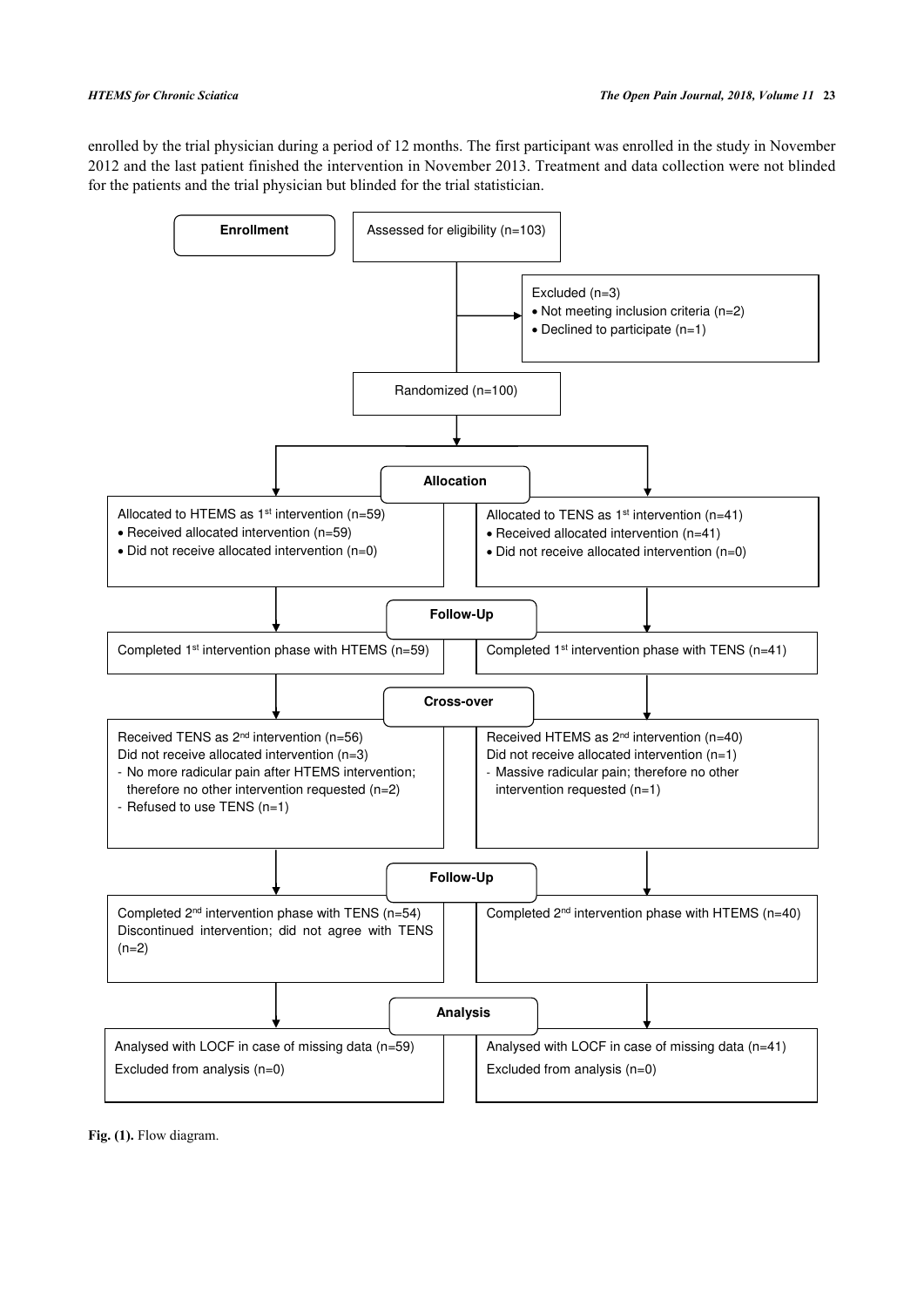enrolled by the trial physician during a period of 12 months. The first participant was enrolled in the study in November 2012 and the last patient finished the intervention in November 2013. Treatment and data collection were not blinded for the patients and the trial physician but blinded for the trial statistician.

**Enrollment**

Assessed for eligibility (n=103)

Excluded (n=3)
- Not meeting inclusion criteria (n=2)
- Declined to participate (n=1)

Randomized (n=100)

**Allocation**

| Allocated to HTEMS as 1st intervention (n=59) | Allocated to TENS as 1st intervention (n=41) |
|---|---|
| • Received allocated intervention (n=59)<br>• Did not receive allocated intervention (n=0) | • Received allocated intervention (n=41)<br>• Did not receive allocated intervention (n=0) |

**Follow-Up**

| Completed 1st intervention phase with HTEMS (n=59) | Completed 1st intervention phase with TENS (n=41) |
|---|---|

**Cross-over**

| Received TENS as 2nd intervention (n=56)<br>Did not receive allocated intervention (n=3)<br>- No more radicular pain after HTEMS intervention; therefore no other intervention requested (n=2)<br>- Refused to use TENS (n=1) | Received HTEMS as 2nd intervention (n=40)<br>Did not receive allocated intervention (n=1)<br>- Massive radicular pain; therefore no other intervention requested (n=1) |
|---|---|

**Follow-Up**

| Completed 2nd intervention phase with TENS (n=54)<br>Discontinued intervention; did not agree with TENS (n=2) | Completed 2nd intervention phase with HTEMS (n=40) |
|---|---|

**Analysis**

| Analysed with LOCF in case of missing data (n=59)<br>Excluded from analysis (n=0) | Analysed with LOCF in case of missing data (n=41)<br>Excluded from analysis (n=0) |
|---|---|

**Fig. (1).** Flow diagram.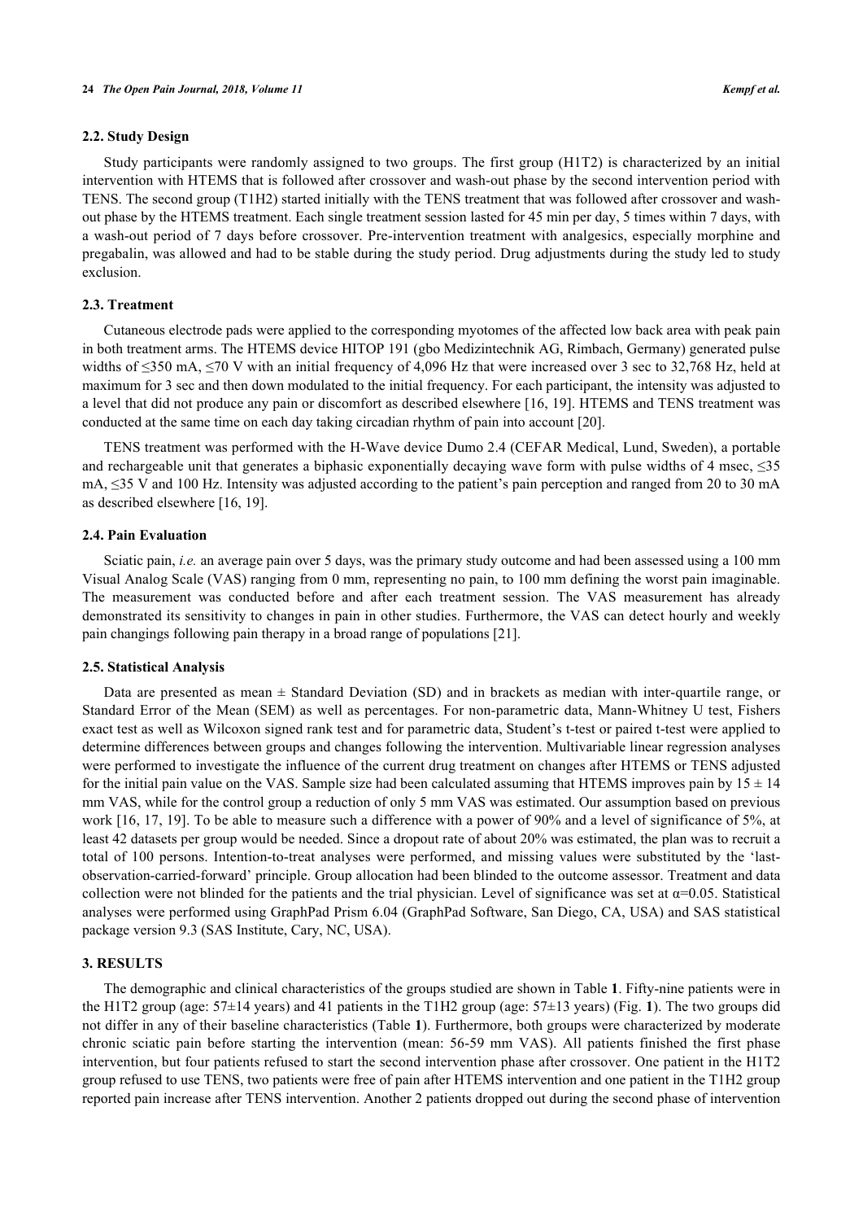### 2.2. Study Design

Study participants were randomly assigned to two groups. The first group (H1T2) is characterized by an initial intervention with HTEMS that is followed after crossover and wash-out phase by the second intervention period with TENS. The second group (T1H2) started initially with the TENS treatment that was followed after crossover and wash-out phase by the HTEMS treatment. Each single treatment session lasted for 45 min per day, 5 times within 7 days, with a wash-out period of 7 days before crossover. Pre-intervention treatment with analgesics, especially morphine and pregabalin, was allowed and had to be stable during the study period. Drug adjustments during the study led to study exclusion.

### 2.3. Treatment

Cutaneous electrode pads were applied to the corresponding myotomes of the affected low back area with peak pain in both treatment arms. The HTEMS device HITOP 191 (gbo Medizintechnik AG, Rimbach, Germany) generated pulse widths of ≤350 mA, ≤70 V with an initial frequency of 4,096 Hz that were increased over 3 sec to 32,768 Hz, held at maximum for 3 sec and then down modulated to the initial frequency. For each participant, the intensity was adjusted to a level that did not produce any pain or discomfort as described elsewhere [16, 19]. HTEMS and TENS treatment was conducted at the same time on each day taking circadian rhythm of pain into account [20].

TENS treatment was performed with the H-Wave device Dumo 2.4 (CEFAR Medical, Lund, Sweden), a portable and rechargeable unit that generates a biphasic exponentially decaying wave form with pulse widths of 4 msec, ≤35 mA, ≤35 V and 100 Hz. Intensity was adjusted according to the patient's pain perception and ranged from 20 to 30 mA as described elsewhere [16, 19].

### 2.4. Pain Evaluation

Sciatic pain, *i.e.* an average pain over 5 days, was the primary study outcome and had been assessed using a 100 mm Visual Analog Scale (VAS) ranging from 0 mm, representing no pain, to 100 mm defining the worst pain imaginable. The measurement was conducted before and after each treatment session. The VAS measurement has already demonstrated its sensitivity to changes in pain in other studies. Furthermore, the VAS can detect hourly and weekly pain changings following pain therapy in a broad range of populations [21].

### 2.5. Statistical Analysis

Data are presented as mean ± Standard Deviation (SD) and in brackets as median with inter-quartile range, or Standard Error of the Mean (SEM) as well as percentages. For non-parametric data, Mann-Whitney U test, Fishers exact test as well as Wilcoxon signed rank test and for parametric data, Student's t-test or paired t-test were applied to determine differences between groups and changes following the intervention. Multivariable linear regression analyses were performed to investigate the influence of the current drug treatment on changes after HTEMS or TENS adjusted for the initial pain value on the VAS. Sample size had been calculated assuming that HTEMS improves pain by 15 ± 14 mm VAS, while for the control group a reduction of only 5 mm VAS was estimated. Our assumption based on previous work [16, 17, 19]. To be able to measure such a difference with a power of 90% and a level of significance of 5%, at least 42 datasets per group would be needed. Since a dropout rate of about 20% was estimated, the plan was to recruit a total of 100 persons. Intention-to-treat analyses were performed, and missing values were substituted by the 'last-observation-carried-forward' principle. Group allocation had been blinded to the outcome assessor. Treatment and data collection were not blinded for the patients and the trial physician. Level of significance was set at $\alpha$=0.05. Statistical analyses were performed using GraphPad Prism 6.04 (GraphPad Software, San Diego, CA, USA) and SAS statistical package version 9.3 (SAS Institute, Cary, NC, USA).

## 3. RESULTS

The demographic and clinical characteristics of the groups studied are shown in Table **1**. Fifty-nine patients were in the H1T2 group (age: 57±14 years) and 41 patients in the T1H2 group (age: 57±13 years) (Fig. **1**). The two groups did not differ in any of their baseline characteristics (Table **1**). Furthermore, both groups were characterized by moderate chronic sciatic pain before starting the intervention (mean: 56-59 mm VAS). All patients finished the first phase intervention, but four patients refused to start the second intervention phase after crossover. One patient in the H1T2 group refused to use TENS, two patients were free of pain after HTEMS intervention and one patient in the T1H2 group reported pain increase after TENS intervention. Another 2 patients dropped out during the second phase of intervention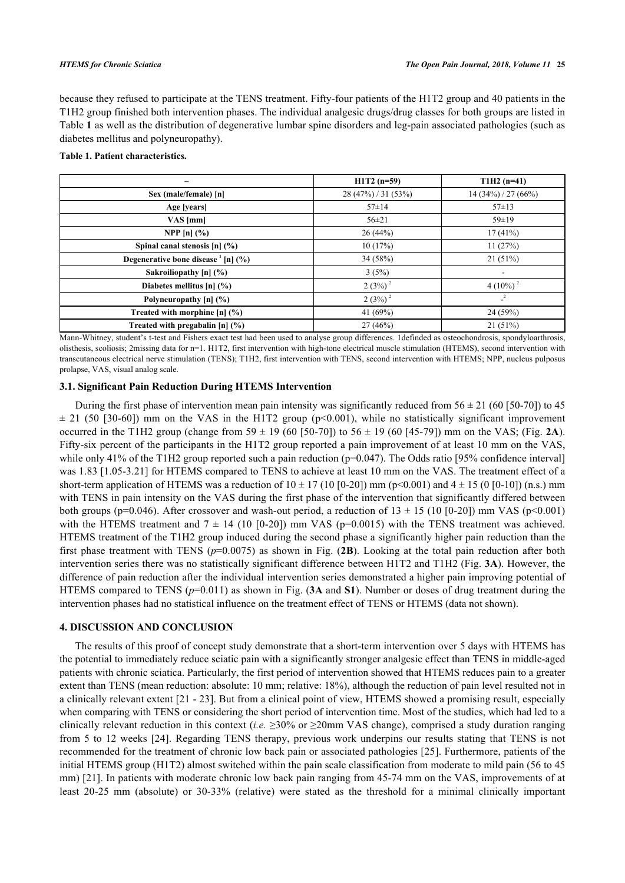because they refused to participate at the TENS treatment. Fifty-four patients of the H1T2 group and 40 patients in the T1H2 group finished both intervention phases. The individual analgesic drugs/drug classes for both groups are listed in Table **1** as well as the distribution of degenerative lumbar spine disorders and leg-pain associated pathologies (such as diabetes mellitus and polyneuropathy).

**Table 1. Patient characteristics.**

| – | H1T2 (n=59) | T1H2 (n=41) |
|---|---|---|
| Sex (male/female) [n] | 28 (47%) / 31 (53%) | 14 (34%) / 27 (66%) |
| Age [years] | 57±14 | 57±13 |
| VAS [mm] | 56±21 | 59±19 |
| NPP [n] (%) | 26 (44%) | 17 (41%) |
| Spinal canal stenosis [n] (%) | 10 (17%) | 11 (27%) |
| Degenerative bone disease [1] [n] (%) | 34 (58%) | 21 (51%) |
| Sakroiliopathy [n] (%) | 3 (5%) | - |
| Diabetes mellitus [n] (%) | 2 (3%) [2] | 4 (10%) [2] |
| Polyneuropathy [n] (%) | 2 (3%) [2] | - [2] |
| Treated with morphine [n] (%) | 41 (69%) | 24 (59%) |
| Treated with pregabalin [n] (%) | 27 (46%) | 21 (51%) |

Mann-Whitney, student's t-test and Fishers exact test had been used to analyse group differences. 1defined as osteochondrosis, spondyloarthrosis, olisthesis, scoliosis; 2missing data for n=1. H1T2, first intervention with high-tone electrical muscle stimulation (HTEMS), second intervention with transcutaneous electrical nerve stimulation (TENS); T1H2, first intervention with TENS, second intervention with HTEMS; NPP, nucleus pulposus prolapse, VAS, visual analog scale.

### 3.1. Significant Pain Reduction During HTEMS Intervention

During the first phase of intervention mean pain intensity was significantly reduced from 56 ± 21 (60 [50-70]) to 45 ± 21 (50 [30-60]) mm on the VAS in the H1T2 group ($p<0.001$), while no statistically significant improvement occurred in the T1H2 group (change from 59 ± 19 (60 [50-70]) to 56 ± 19 (60 [45-79]) mm on the VAS; (Fig. **2A**). Fifty-six percent of the participants in the H1T2 group reported a pain improvement of at least 10 mm on the VAS, while only 41% of the T1H2 group reported such a pain reduction ($p=0.047$). The Odds ratio [95% confidence interval] was 1.83 [1.05-3.21] for HTEMS compared to TENS to achieve at least 10 mm on the VAS. The treatment effect of a short-term application of HTEMS was a reduction of 10 ± 17 (10 [0-20]) mm ($p<0.001$) and 4 ± 15 (0 [0-10]) (n.s.) mm with TENS in pain intensity on the VAS during the first phase of the intervention that significantly differed between both groups ($p=0.046$). After crossover and wash-out period, a reduction of 13 ± 15 (10 [0-20]) mm VAS ($p<0.001$) with the HTEMS treatment and 7 ± 14 (10 [0-20]) mm VAS ($p=0.0015$) with the TENS treatment was achieved. HTEMS treatment of the T1H2 group induced during the second phase a significantly higher pain reduction than the first phase treatment with TENS ($p=0.0075$) as shown in Fig. (**2B**). Looking at the total pain reduction after both intervention series there was no statistically significant difference between H1T2 and T1H2 (Fig. **3A**). However, the difference of pain reduction after the individual intervention series demonstrated a higher pain improving potential of HTEMS compared to TENS ($p=0.011$) as shown in Fig. (**3A** and **S1**). Number or doses of drug treatment during the intervention phases had no statistical influence on the treatment effect of TENS or HTEMS (data not shown).

## 4. DISCUSSION AND CONCLUSION

The results of this proof of concept study demonstrate that a short-term intervention over 5 days with HTEMS has the potential to immediately reduce sciatic pain with a significantly stronger analgesic effect than TENS in middle-aged patients with chronic sciatica. Particularly, the first period of intervention showed that HTEMS reduces pain to a greater extent than TENS (mean reduction: absolute: 10 mm; relative: 18%), although the reduction of pain level resulted not in a clinically relevant extent [21 - 23]. But from a clinical point of view, HTEMS showed a promising result, especially when comparing with TENS or considering the short period of intervention time. Most of the studies, which had led to a clinically relevant reduction in this context (*i.e.* ≥30% or ≥20mm VAS change), comprised a study duration ranging from 5 to 12 weeks [24]. Regarding TENS therapy, previous work underpins our results stating that TENS is not recommended for the treatment of chronic low back pain or associated pathologies [25]. Furthermore, patients of the initial HTEMS group (H1T2) almost switched within the pain scale classification from moderate to mild pain (56 to 45 mm) [21]. In patients with moderate chronic low back pain ranging from 45-74 mm on the VAS, improvements of at least 20-25 mm (absolute) or 30-33% (relative) were stated as the threshold for a minimal clinically important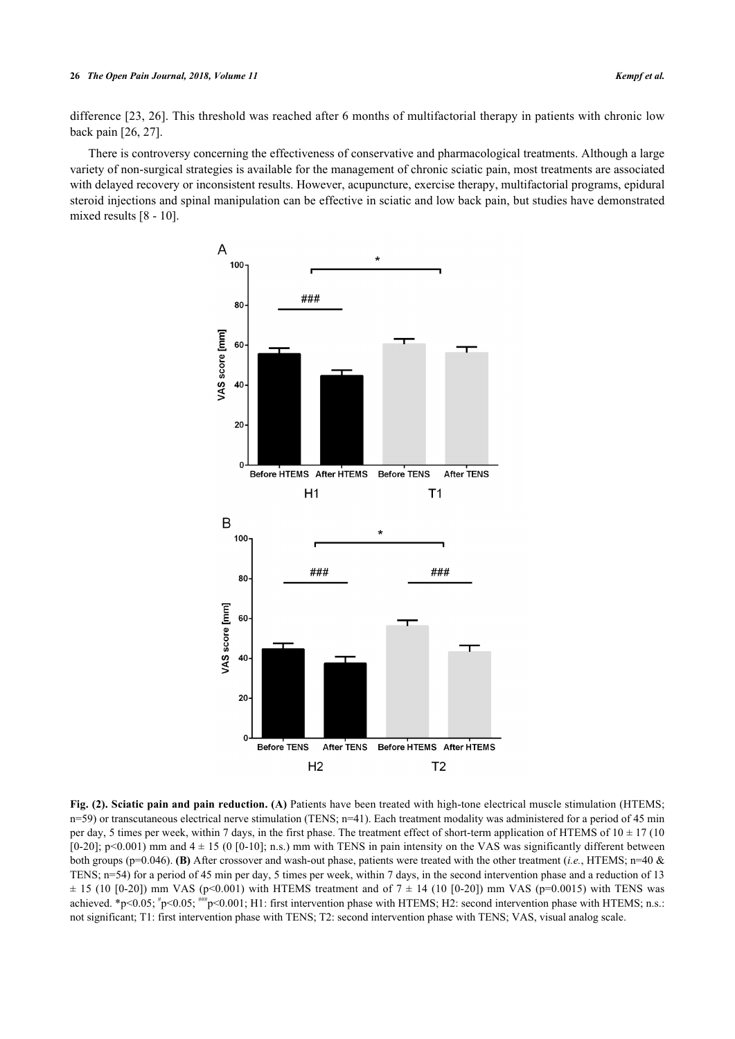difference [23, 26]. This threshold was reached after 6 months of multifactorial therapy in patients with chronic low back pain [26, 27].

There is controversy concerning the effectiveness of conservative and pharmacological treatments. Although a large variety of non-surgical strategies is available for the management of chronic sciatic pain, most treatments are associated with delayed recovery or inconsistent results. However, acupuncture, exercise therapy, multifactorial programs, epidural steroid injections and spinal manipulation can be effective in sciatic and low back pain, but studies have demonstrated mixed results [8 - 10].

**Fig. (2). Sciatic pain and pain reduction. (A)** Patients have been treated with high-tone electrical muscle stimulation (HTEMS; n=59) or transcutaneous electrical nerve stimulation (TENS; n=41). Each treatment modality was administered for a period of 45 min per day, 5 times per week, within 7 days, in the first phase. The treatment effect of short-term application of HTEMS of 10 ± 17 (10 [0-20]; $p<0.001$) mm and 4 ± 15 (0 [0-10]; n.s.) mm with TENS in pain intensity on the VAS was significantly different between both groups ($p=0.046$). **(B)** After crossover and wash-out phase, patients were treated with the other treatment (*i.e.*, HTEMS; n=40 & TENS; n=54) for a period of 45 min per day, 5 times per week, within 7 days, in the second intervention phase and a reduction of 13 ± 15 (10 [0-20]) mm VAS ($p<0.001$) with HTEMS treatment and of 7 ± 14 (10 [0-20]) mm VAS ($p=0.0015$) with TENS was achieved. *$p<0.05$; #$p<0.05$; ###$p<0.001$; H1: first intervention phase with HTEMS; H2: second intervention phase with HTEMS; n.s.: not significant; T1: first intervention phase with TENS; T2: second intervention phase with TENS; VAS, visual analog scale.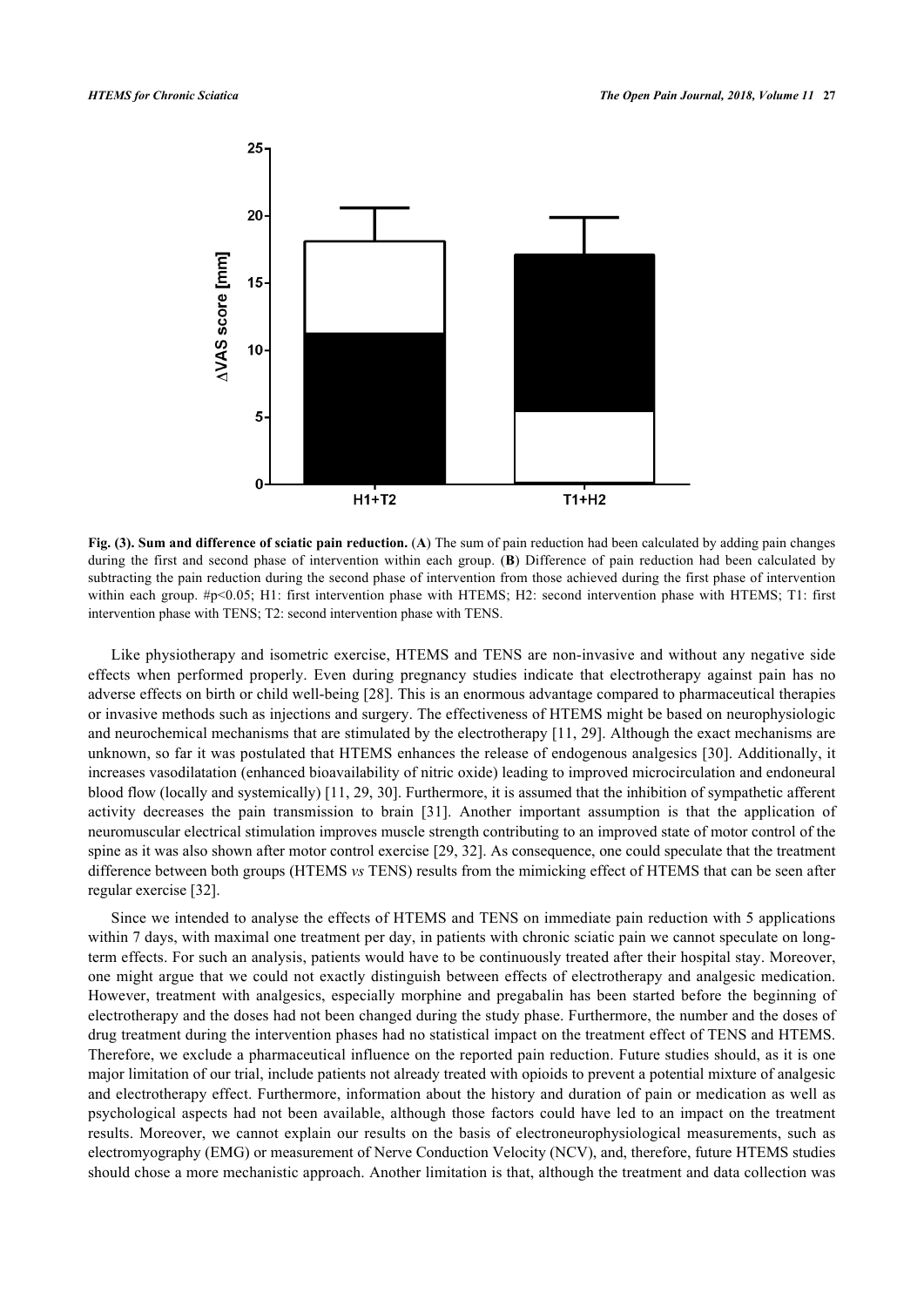**Fig. (3). Sum and difference of sciatic pain reduction.** (**A**) The sum of pain reduction had been calculated by adding pain changes during the first and second phase of intervention within each group. (**B**) Difference of pain reduction had been calculated by subtracting the pain reduction during the second phase of intervention from those achieved during the first phase of intervention within each group. #p<0.05; H1: first intervention phase with HTEMS; H2: second intervention phase with HTEMS; T1: first intervention phase with TENS; T2: second intervention phase with TENS.

Like physiotherapy and isometric exercise, HTEMS and TENS are non-invasive and without any negative side effects when performed properly. Even during pregnancy studies indicate that electrotherapy against pain has no adverse effects on birth or child well-being [28]. This is an enormous advantage compared to pharmaceutical therapies or invasive methods such as injections and surgery. The effectiveness of HTEMS might be based on neurophysiologic and neurochemical mechanisms that are stimulated by the electrotherapy [11, 29]. Although the exact mechanisms are unknown, so far it was postulated that HTEMS enhances the release of endogenous analgesics [30]. Additionally, it increases vasodilatation (enhanced bioavailability of nitric oxide) leading to improved microcirculation and endoneural blood flow (locally and systemically) [11, 29, 30]. Furthermore, it is assumed that the inhibition of sympathetic afferent activity decreases the pain transmission to brain [31]. Another important assumption is that the application of neuromuscular electrical stimulation improves muscle strength contributing to an improved state of motor control of the spine as it was also shown after motor control exercise [29, 32]. As consequence, one could speculate that the treatment difference between both groups (HTEMS *vs* TENS) results from the mimicking effect of HTEMS that can be seen after regular exercise [32].

Since we intended to analyse the effects of HTEMS and TENS on immediate pain reduction with 5 applications within 7 days, with maximal one treatment per day, in patients with chronic sciatic pain we cannot speculate on long-term effects. For such an analysis, patients would have to be continuously treated after their hospital stay. Moreover, one might argue that we could not exactly distinguish between effects of electrotherapy and analgesic medication. However, treatment with analgesics, especially morphine and pregabalin has been started before the beginning of electrotherapy and the doses had not been changed during the study phase. Furthermore, the number and the doses of drug treatment during the intervention phases had no statistical impact on the treatment effect of TENS and HTEMS. Therefore, we exclude a pharmaceutical influence on the reported pain reduction. Future studies should, as it is one major limitation of our trial, include patients not already treated with opioids to prevent a potential mixture of analgesic and electrotherapy effect. Furthermore, information about the history and duration of pain or medication as well as psychological aspects had not been available, although those factors could have led to an impact on the treatment results. Moreover, we cannot explain our results on the basis of electroneurophysiological measurements, such as electromyography (EMG) or measurement of Nerve Conduction Velocity (NCV), and, therefore, future HTEMS studies should chose a more mechanistic approach. Another limitation is that, although the treatment and data collection was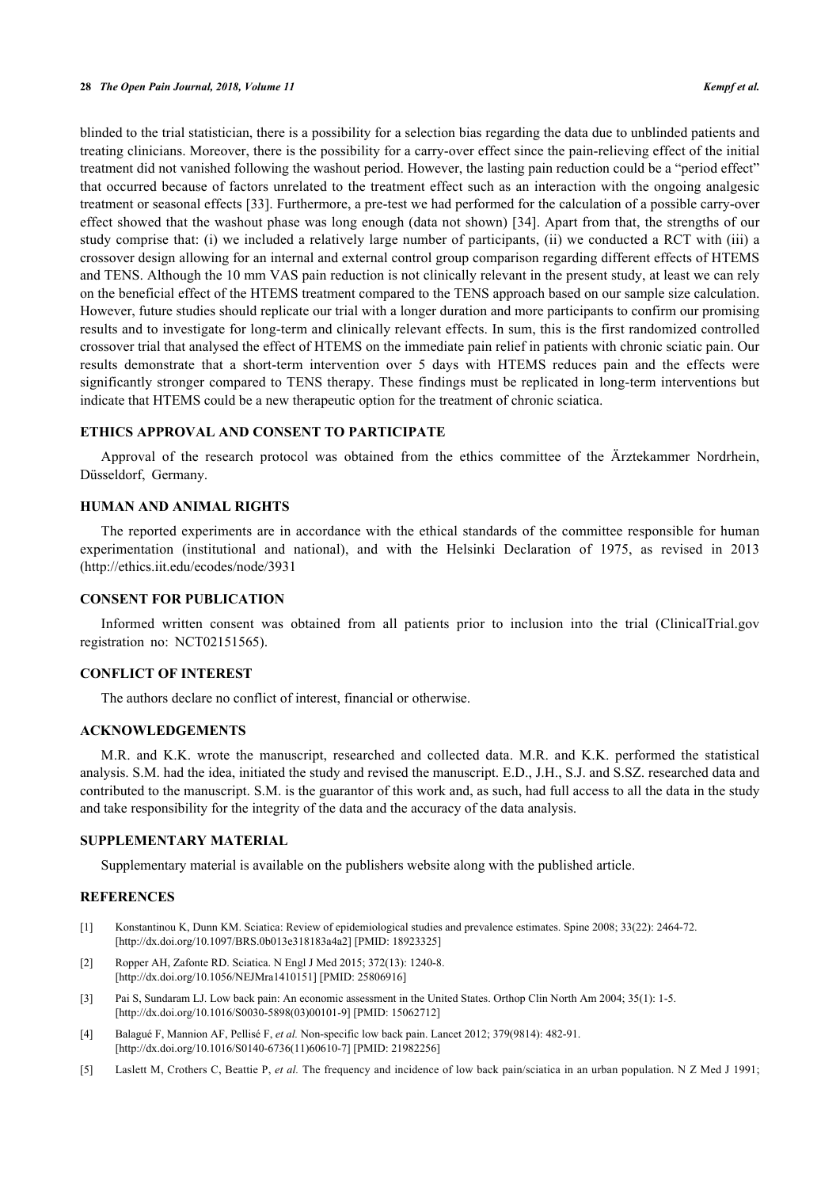blinded to the trial statistician, there is a possibility for a selection bias regarding the data due to unblinded patients and treating clinicians. Moreover, there is the possibility for a carry-over effect since the pain-relieving effect of the initial treatment did not vanished following the washout period. However, the lasting pain reduction could be a "period effect" that occurred because of factors unrelated to the treatment effect such as an interaction with the ongoing analgesic treatment or seasonal effects [33]. Furthermore, a pre-test we had performed for the calculation of a possible carry-over effect showed that the washout phase was long enough (data not shown) [34]. Apart from that, the strengths of our study comprise that: (i) we included a relatively large number of participants, (ii) we conducted a RCT with (iii) a crossover design allowing for an internal and external control group comparison regarding different effects of HTEMS and TENS. Although the 10 mm VAS pain reduction is not clinically relevant in the present study, at least we can rely on the beneficial effect of the HTEMS treatment compared to the TENS approach based on our sample size calculation. However, future studies should replicate our trial with a longer duration and more participants to confirm our promising results and to investigate for long-term and clinically relevant effects. In sum, this is the first randomized controlled crossover trial that analysed the effect of HTEMS on the immediate pain relief in patients with chronic sciatic pain. Our results demonstrate that a short-term intervention over 5 days with HTEMS reduces pain and the effects were significantly stronger compared to TENS therapy. These findings must be replicated in long-term interventions but indicate that HTEMS could be a new therapeutic option for the treatment of chronic sciatica.

## ETHICS APPROVAL AND CONSENT TO PARTICIPATE

Approval of the research protocol was obtained from the ethics committee of the Ärztekammer Nordrhein, Düsseldorf, Germany.

## HUMAN AND ANIMAL RIGHTS

The reported experiments are in accordance with the ethical standards of the committee responsible for human experimentation (institutional and national), and with the Helsinki Declaration of 1975, as revised in 2013 (http://ethics.iit.edu/ecodes/node/3931

## CONSENT FOR PUBLICATION

Informed written consent was obtained from all patients prior to inclusion into the trial (ClinicalTrial.gov registration no: NCT02151565).

## CONFLICT OF INTEREST

The authors declare no conflict of interest, financial or otherwise.

## ACKNOWLEDGEMENTS

M.R. and K.K. wrote the manuscript, researched and collected data. M.R. and K.K. performed the statistical analysis. S.M. had the idea, initiated the study and revised the manuscript. E.D., J.H., S.J. and S.SZ. researched data and contributed to the manuscript. S.M. is the guarantor of this work and, as such, had full access to all the data in the study and take responsibility for the integrity of the data and the accuracy of the data analysis.

## SUPPLEMENTARY MATERIAL

Supplementary material is available on the publishers website along with the published article.

## REFERENCES

[1] Konstantinou K, Dunn KM. Sciatica: Review of epidemiological studies and prevalence estimates. Spine 2008; 33(22): 2464-72. [http://dx.doi.org/10.1097/BRS.0b013e318183a4a2] [PMID: 18923325]

[2] Ropper AH, Zafonte RD. Sciatica. N Engl J Med 2015; 372(13): 1240-8. [http://dx.doi.org/10.1056/NEJMra1410151] [PMID: 25806916]

[3] Pai S, Sundaram LJ. Low back pain: An economic assessment in the United States. Orthop Clin North Am 2004; 35(1): 1-5. [http://dx.doi.org/10.1016/S0030-5898(03)00101-9] [PMID: 15062712]

[4] Balagué F, Mannion AF, Pellisé F, *et al.* Non-specific low back pain. Lancet 2012; 379(9814): 482-91. [http://dx.doi.org/10.1016/S0140-6736(11)60610-7] [PMID: 21982256]

[5] Laslett M, Crothers C, Beattie P, *et al.* The frequency and incidence of low back pain/sciatica in an urban population. N Z Med J 1991;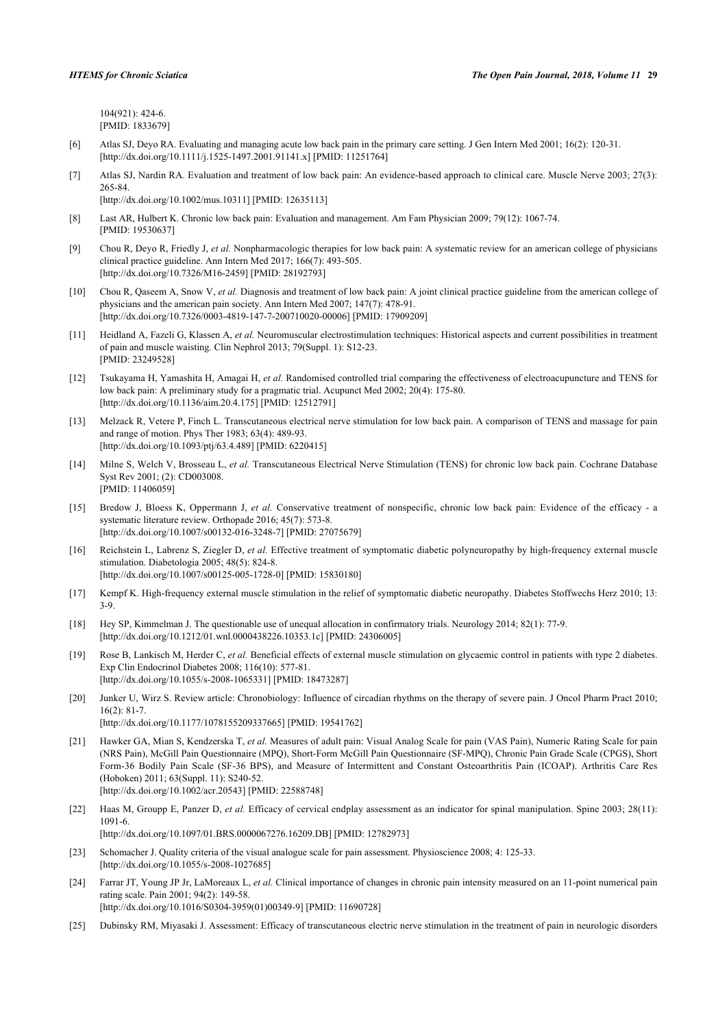104(921): 424-6.
[PMID: 1833679]

[6] Atlas SJ, Deyo RA. Evaluating and managing acute low back pain in the primary care setting. J Gen Intern Med 2001; 16(2): 120-31. [http://dx.doi.org/10.1111/j.1525-1497.2001.91141.x] [PMID: 11251764]

[7] Atlas SJ, Nardin RA. Evaluation and treatment of low back pain: An evidence-based approach to clinical care. Muscle Nerve 2003; 27(3): 265-84.
[http://dx.doi.org/10.1002/mus.10311] [PMID: 12635113]

[8] Last AR, Hulbert K. Chronic low back pain: Evaluation and management. Am Fam Physician 2009; 79(12): 1067-74.
[PMID: 19530637]

[9] Chou R, Deyo R, Friedly J, *et al.* Nonpharmacologic therapies for low back pain: A systematic review for an american college of physicians clinical practice guideline. Ann Intern Med 2017; 166(7): 493-505.
[http://dx.doi.org/10.7326/M16-2459] [PMID: 28192793]

[10] Chou R, Qaseem A, Snow V, *et al.* Diagnosis and treatment of low back pain: A joint clinical practice guideline from the american college of physicians and the american pain society. Ann Intern Med 2007; 147(7): 478-91.
[http://dx.doi.org/10.7326/0003-4819-147-7-200710020-00006] [PMID: 17909209]

[11] Heidland A, Fazeli G, Klassen A, *et al.* Neuromuscular electrostimulation techniques: Historical aspects and current possibilities in treatment of pain and muscle waisting. Clin Nephrol 2013; 79(Suppl. 1): S12-23.
[PMID: 23249528]

[12] Tsukayama H, Yamashita H, Amagai H, *et al.* Randomised controlled trial comparing the effectiveness of electroacupuncture and TENS for low back pain: A preliminary study for a pragmatic trial. Acupunct Med 2002; 20(4): 175-80.
[http://dx.doi.org/10.1136/aim.20.4.175] [PMID: 12512791]

[13] Melzack R, Vetere P, Finch L. Transcutaneous electrical nerve stimulation for low back pain. A comparison of TENS and massage for pain and range of motion. Phys Ther 1983; 63(4): 489-93.
[http://dx.doi.org/10.1093/ptj/63.4.489] [PMID: 6220415]

[14] Milne S, Welch V, Brosseau L, *et al.* Transcutaneous Electrical Nerve Stimulation (TENS) for chronic low back pain. Cochrane Database Syst Rev 2001; (2): CD003008.
[PMID: 11406059]

[15] Bredow J, Bloess K, Oppermann J, *et al.* Conservative treatment of nonspecific, chronic low back pain: Evidence of the efficacy - a systematic literature review. Orthopade 2016; 45(7): 573-8.
[http://dx.doi.org/10.1007/s00132-016-3248-7] [PMID: 27075679]

[16] Reichstein L, Labrenz S, Ziegler D, *et al.* Effective treatment of symptomatic diabetic polyneuropathy by high-frequency external muscle stimulation. Diabetologia 2005; 48(5): 824-8.
[http://dx.doi.org/10.1007/s00125-005-1728-0] [PMID: 15830180]

[17] Kempf K. High-frequency external muscle stimulation in the relief of symptomatic diabetic neuropathy. Diabetes Stoffwechs Herz 2010; 13: 3-9.

[18] Hey SP, Kimmelman J. The questionable use of unequal allocation in confirmatory trials. Neurology 2014; 82(1): 77-9.
[http://dx.doi.org/10.1212/01.wnl.0000438226.10353.1c] [PMID: 24306005]

[19] Rose B, Lankisch M, Herder C, *et al.* Beneficial effects of external muscle stimulation on glycaemic control in patients with type 2 diabetes. Exp Clin Endocrinol Diabetes 2008; 116(10): 577-81.
[http://dx.doi.org/10.1055/s-2008-1065331] [PMID: 18473287]

[20] Junker U, Wirz S. Review article: Chronobiology: Influence of circadian rhythms on the therapy of severe pain. J Oncol Pharm Pract 2010; 16(2): 81-7.
[http://dx.doi.org/10.1177/1078155209337665] [PMID: 19541762]

[21] Hawker GA, Mian S, Kendzerska T, *et al.* Measures of adult pain: Visual Analog Scale for pain (VAS Pain), Numeric Rating Scale for pain (NRS Pain), McGill Pain Questionnaire (MPQ), Short-Form McGill Pain Questionnaire (SF-MPQ), Chronic Pain Grade Scale (CPGS), Short Form-36 Bodily Pain Scale (SF-36 BPS), and Measure of Intermittent and Constant Osteoarthritis Pain (ICOAP). Arthritis Care Res (Hoboken) 2011; 63(Suppl. 11): S240-52.
[http://dx.doi.org/10.1002/acr.20543] [PMID: 22588748]

[22] Haas M, Groupp E, Panzer D, *et al.* Efficacy of cervical endplay assessment as an indicator for spinal manipulation. Spine 2003; 28(11): 1091-6.
[http://dx.doi.org/10.1097/01.BRS.0000067276.16209.DB] [PMID: 12782973]

[23] Schomacher J. Quality criteria of the visual analogue scale for pain assessment. Physioscience 2008; 4: 125-33.
[http://dx.doi.org/10.1055/s-2008-1027685]

[24] Farrar JT, Young JP Jr, LaMoreaux L, *et al.* Clinical importance of changes in chronic pain intensity measured on an 11-point numerical pain rating scale. Pain 2001; 94(2): 149-58.
[http://dx.doi.org/10.1016/S0304-3959(01)00349-9] [PMID: 11690728]

[25] Dubinsky RM, Miyasaki J. Assessment: Efficacy of transcutaneous electric nerve stimulation in the treatment of pain in neurologic disorders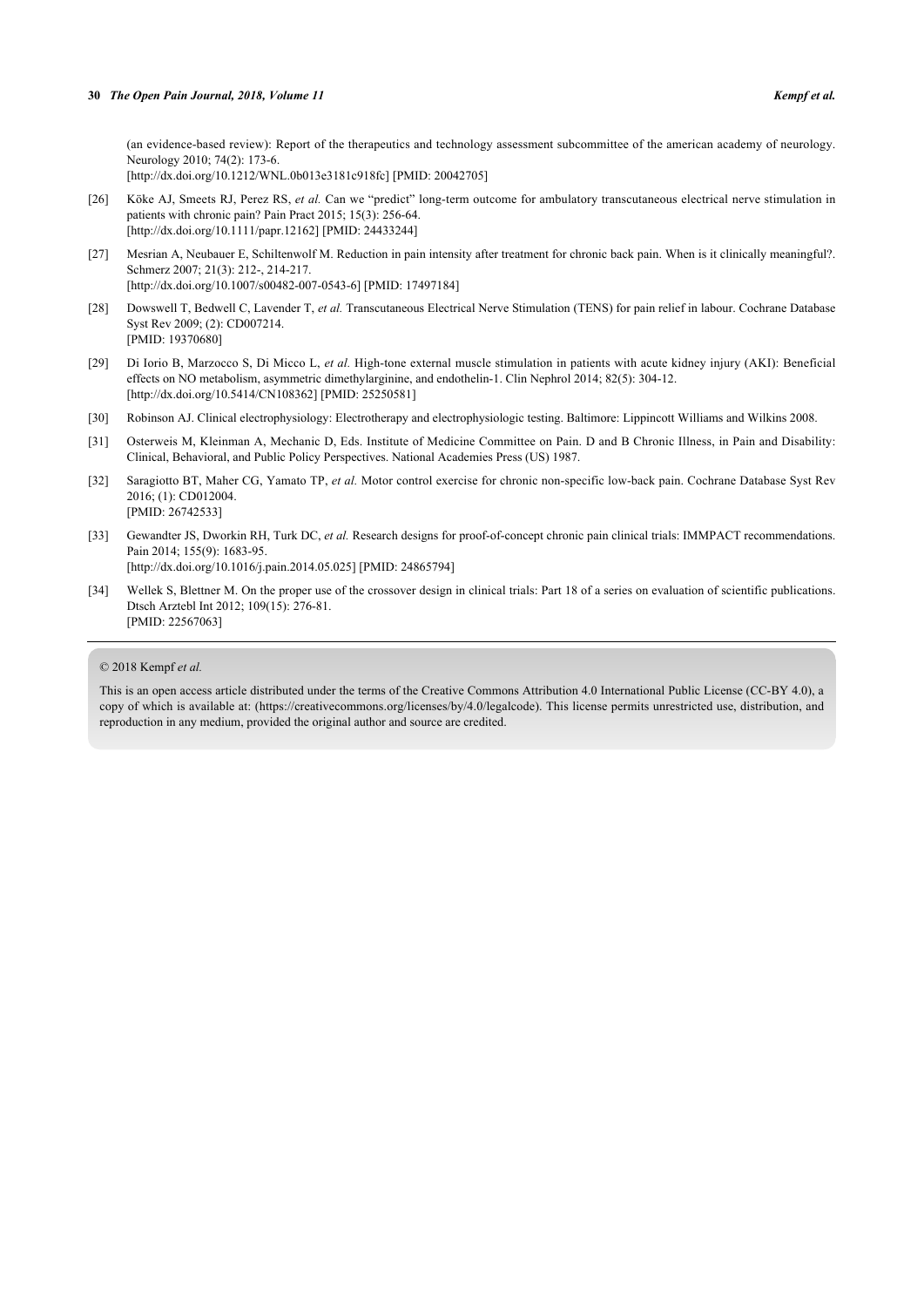(an evidence-based review): Report of the therapeutics and technology assessment subcommittee of the american academy of neurology. Neurology 2010; 74(2): 173-6.
[http://dx.doi.org/10.1212/WNL.0b013e3181c918fc] [PMID: 20042705]

[26] Köke AJ, Smeets RJ, Perez RS, *et al.* Can we "predict" long-term outcome for ambulatory transcutaneous electrical nerve stimulation in patients with chronic pain? Pain Pract 2015; 15(3): 256-64.
[http://dx.doi.org/10.1111/papr.12162] [PMID: 24433244]

[27] Mesrian A, Neubauer E, Schiltenwolf M. Reduction in pain intensity after treatment for chronic back pain. When is it clinically meaningful?. Schmerz 2007; 21(3): 212-, 214-217.
[http://dx.doi.org/10.1007/s00482-007-0543-6] [PMID: 17497184]

[28] Dowswell T, Bedwell C, Lavender T, *et al.* Transcutaneous Electrical Nerve Stimulation (TENS) for pain relief in labour. Cochrane Database Syst Rev 2009; (2): CD007214.
[PMID: 19370680]

[29] Di Iorio B, Marzocco S, Di Micco L, *et al.* High-tone external muscle stimulation in patients with acute kidney injury (AKI): Beneficial effects on NO metabolism, asymmetric dimethylarginine, and endothelin-1. Clin Nephrol 2014; 82(5): 304-12.
[http://dx.doi.org/10.5414/CN108362] [PMID: 25250581]

[30] Robinson AJ. Clinical electrophysiology: Electrotherapy and electrophysiologic testing. Baltimore: Lippincott Williams and Wilkins 2008.

[31] Osterweis M, Kleinman A, Mechanic D, Eds. Institute of Medicine Committee on Pain. D and B Chronic Illness, in Pain and Disability: Clinical, Behavioral, and Public Policy Perspectives. National Academies Press (US) 1987.

[32] Saragiotto BT, Maher CG, Yamato TP, *et al.* Motor control exercise for chronic non-specific low-back pain. Cochrane Database Syst Rev 2016; (1): CD012004.
[PMID: 26742533]

[33] Gewandter JS, Dworkin RH, Turk DC, *et al.* Research designs for proof-of-concept chronic pain clinical trials: IMMPACT recommendations. Pain 2014; 155(9): 1683-95.
[http://dx.doi.org/10.1016/j.pain.2014.05.025] [PMID: 24865794]

[34] Wellek S, Blettner M. On the proper use of the crossover design in clinical trials: Part 18 of a series on evaluation of scientific publications. Dtsch Arztebl Int 2012; 109(15): 276-81.
[PMID: 22567063]

---

© 2018 Kempf *et al.*

This is an open access article distributed under the terms of the Creative Commons Attribution 4.0 International Public License (CC-BY 4.0), a copy of which is available at: (https://creativecommons.org/licenses/by/4.0/legalcode). This license permits unrestricted use, distribution, and reproduction in any medium, provided the original author and source are credited.